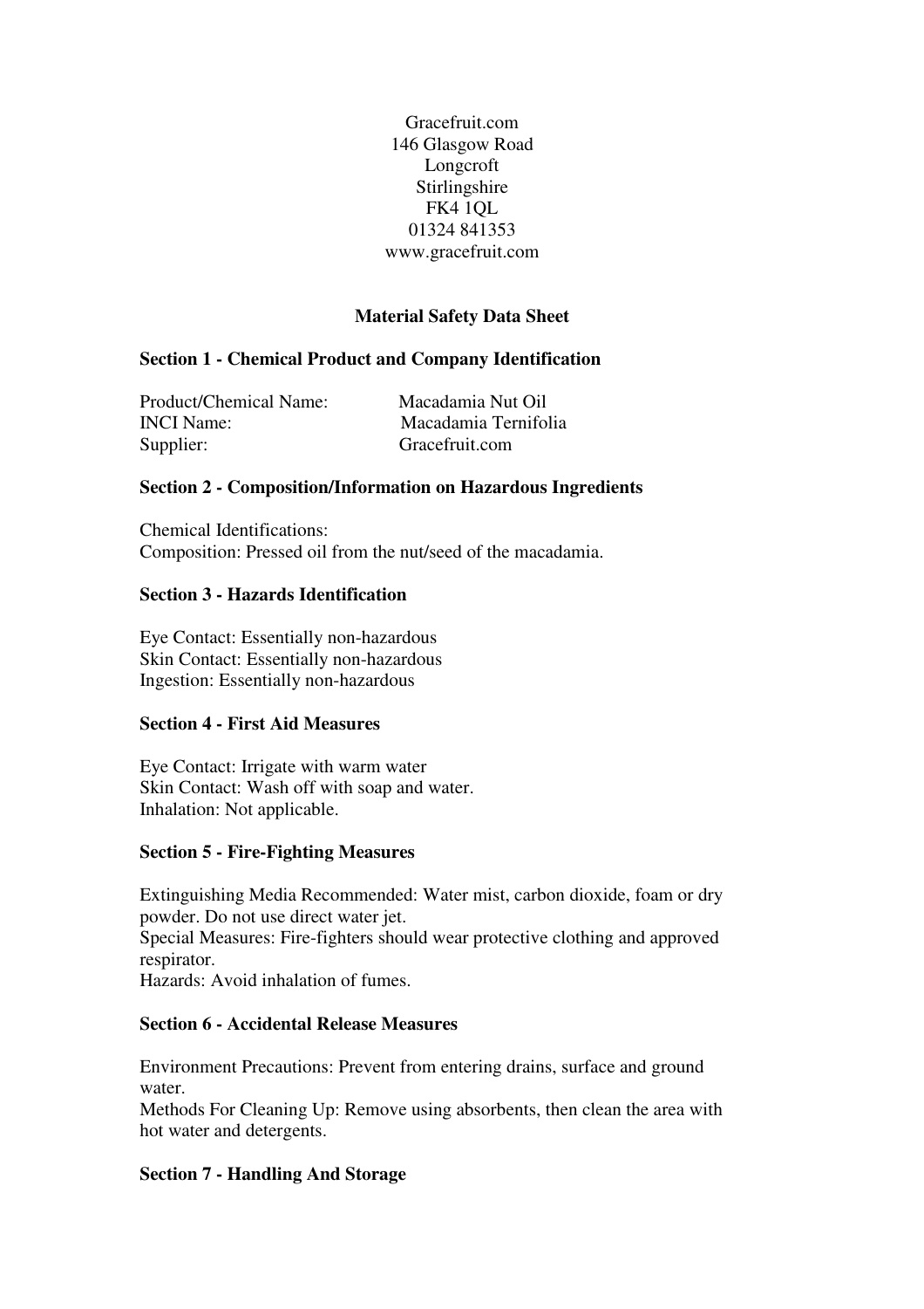Gracefruit.com
146 Glasgow Road
Longcroft
Stirlingshire
FK4 1QL
01324 841353
www.gracefruit.com

# Material Safety Data Sheet

## Section 1 - Chemical Product and Company Identification

Product/Chemical Name: Macadamia Nut Oil
INCI Name: Macadamia Ternifolia
Supplier: Gracefruit.com

## Section 2 - Composition/Information on Hazardous Ingredients

Chemical Identifications:
Composition: Pressed oil from the nut/seed of the macadamia.

## Section 3 - Hazards Identification

Eye Contact: Essentially non-hazardous
Skin Contact: Essentially non-hazardous
Ingestion: Essentially non-hazardous

## Section 4 - First Aid Measures

Eye Contact: Irrigate with warm water
Skin Contact: Wash off with soap and water.
Inhalation: Not applicable.

## Section 5 - Fire-Fighting Measures

Extinguishing Media Recommended: Water mist, carbon dioxide, foam or dry powder. Do not use direct water jet.
Special Measures: Fire-fighters should wear protective clothing and approved respirator.
Hazards: Avoid inhalation of fumes.

## Section 6 - Accidental Release Measures

Environment Precautions: Prevent from entering drains, surface and ground water.
Methods For Cleaning Up: Remove using absorbents, then clean the area with hot water and detergents.

## Section 7 - Handling And Storage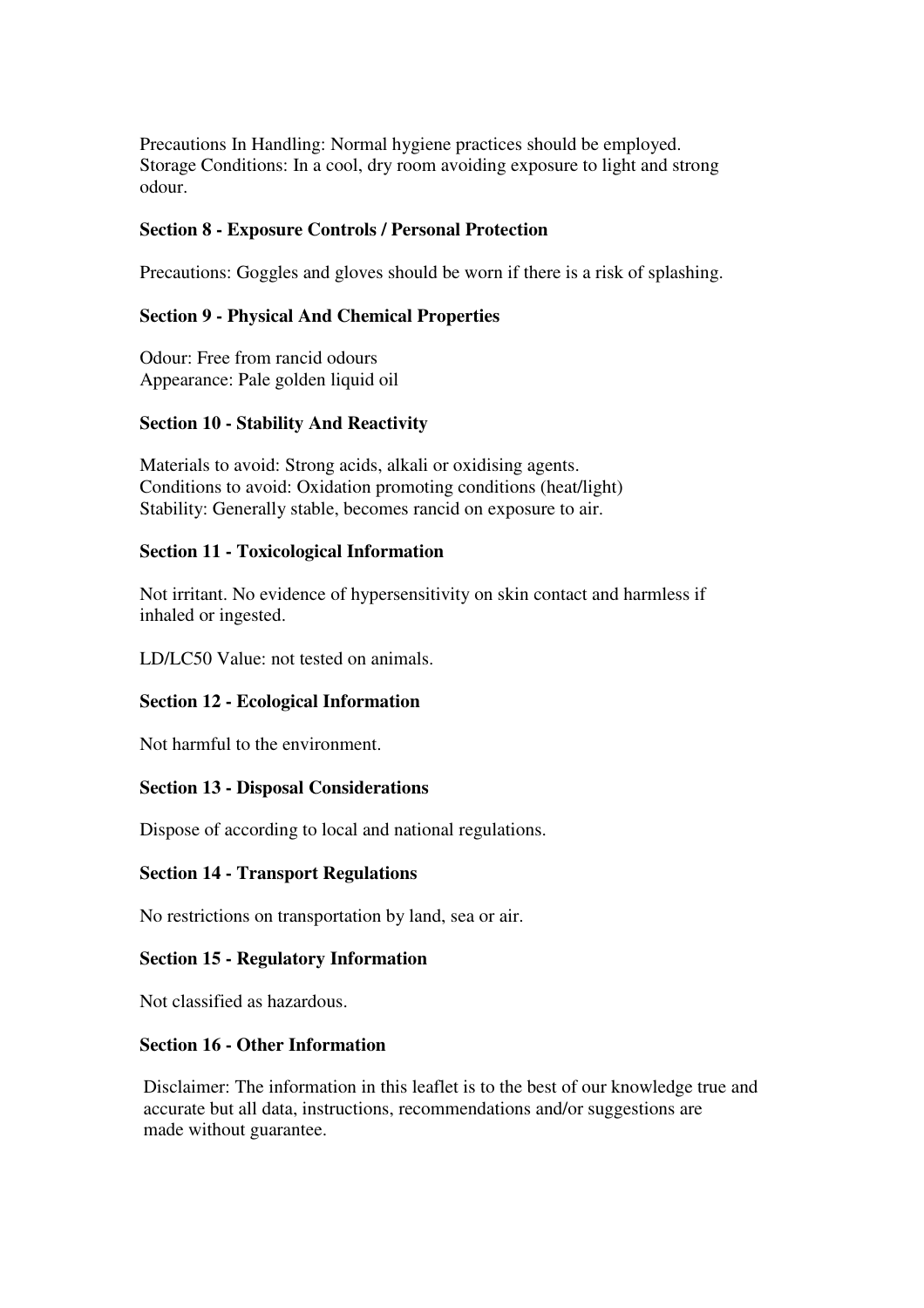Precautions In Handling: Normal hygiene practices should be employed.
Storage Conditions: In a cool, dry room avoiding exposure to light and strong odour.

**Section 8 - Exposure Controls / Personal Protection**

Precautions: Goggles and gloves should be worn if there is a risk of splashing.

**Section 9 - Physical And Chemical Properties**

Odour: Free from rancid odours
Appearance: Pale golden liquid oil

**Section 10 - Stability And Reactivity**

Materials to avoid: Strong acids, alkali or oxidising agents.
Conditions to avoid: Oxidation promoting conditions (heat/light)
Stability: Generally stable, becomes rancid on exposure to air.

**Section 11 - Toxicological Information**

Not irritant. No evidence of hypersensitivity on skin contact and harmless if inhaled or ingested.

LD/LC50 Value: not tested on animals.

**Section 12 - Ecological Information**

Not harmful to the environment.

**Section 13 - Disposal Considerations**

Dispose of according to local and national regulations.

**Section 14 - Transport Regulations**

No restrictions on transportation by land, sea or air.

**Section 15 - Regulatory Information**

Not classified as hazardous.

**Section 16 - Other Information**

Disclaimer: The information in this leaflet is to the best of our knowledge true and accurate but all data, instructions, recommendations and/or suggestions are made without guarantee.